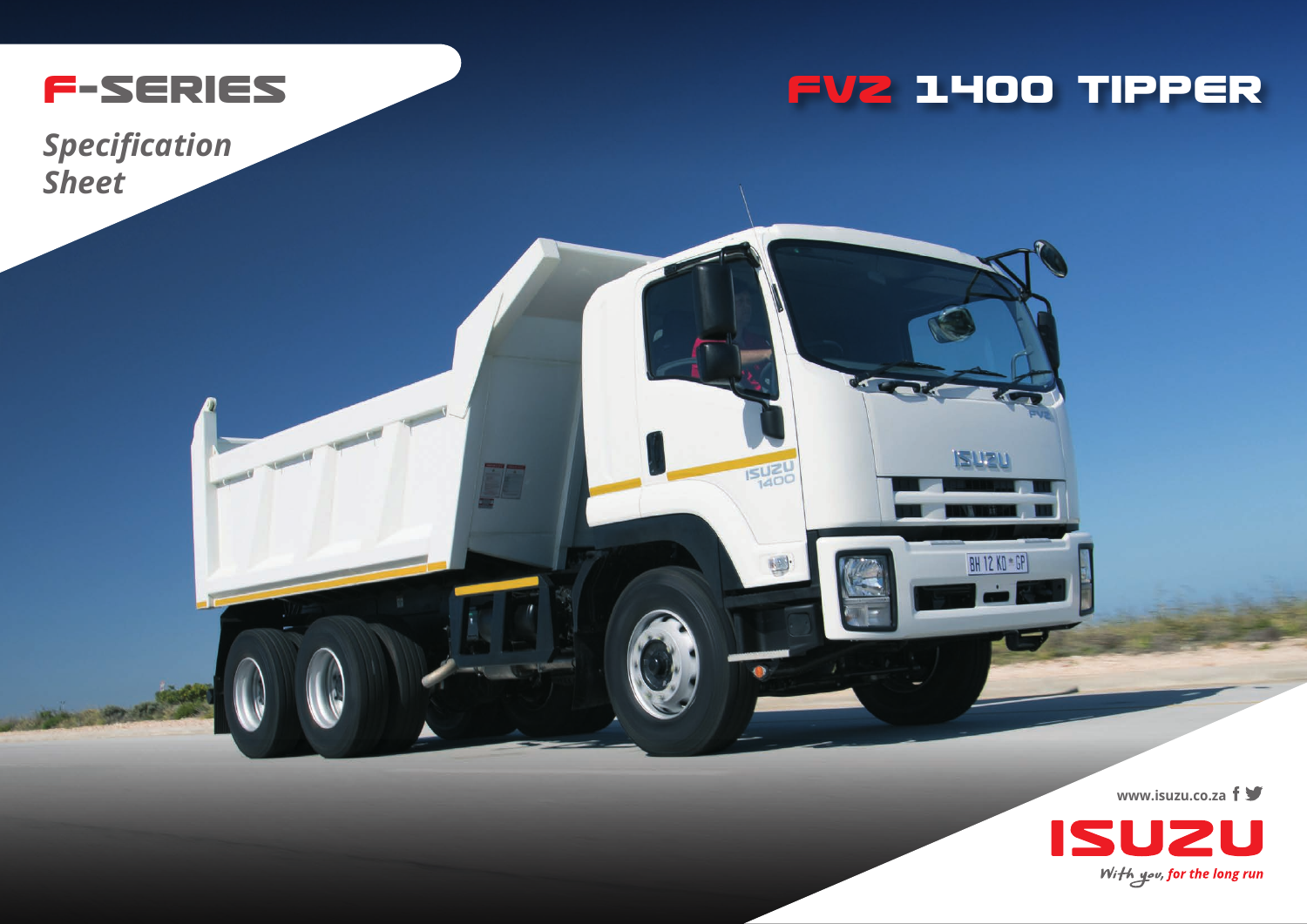# F-SERIES

*Specification Sheet*

# FVZ 1400 TIPPER

www.isuzu.co.za

ISUZU

*With you, for the long run*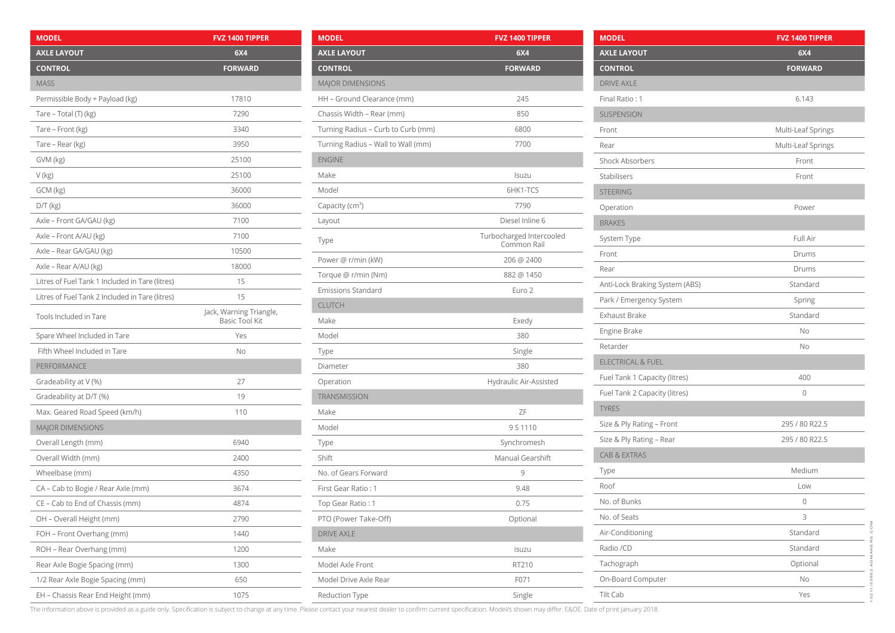| MODEL | FVZ 1400 TIPPER |
| --- | --- |
| AXLE LAYOUT | 6X4 |
| CONTROL | FORWARD |
| MASS | |
| Permissible Body + Payload (kg) | 17810 |
| Tare – Total (T) (kg) | 7290 |
| Tare – Front (kg) | 3340 |
| Tare – Rear (kg) | 3950 |
| GVM (kg) | 25100 |
| V (kg) | 25100 |
| GCM (kg) | 36000 |
| D/T (kg) | 36000 |
| Axle – Front GA/GAU (kg) | 7100 |
| Axle – Front A/AU (kg) | 7100 |
| Axle – Rear GA/GAU (kg) | 10500 |
| Axle – Rear A/AU (kg) | 18000 |
| Litres of Fuel Tank 1 Included in Tare (litres) | 15 |
| Litres of Fuel Tank 2 Included in Tare (litres) | 15 |
| Tools Included in Tare | Jack, Warning Triangle, Basic Tool Kit |
| Spare Wheel Included in Tare | Yes |
| Fifth Wheel Included in Tare | No |
| PERFORMANCE | |
| Gradeability at V (%) | 27 |
| Gradeability at D/T (%) | 19 |
| Max. Geared Road Speed (km/h) | 110 |
| MAJOR DIMENSIONS | |
| Overall Length (mm) | 6940 |
| Overall Width (mm) | 2400 |
| Wheelbase (mm) | 4350 |
| CA – Cab to Bogie / Rear Axle (mm) | 3674 |
| CE – Cab to End of Chassis (mm) | 4874 |
| OH – Overall Height (mm) | 2790 |
| FOH – Front Overhang (mm) | 1440 |
| ROH – Rear Overhang (mm) | 1200 |
| Rear Axle Bogie Spacing (mm) | 1300 |
| 1/2 Rear Axle Bogie Spacing (mm) | 650 |
| EH – Chassis Rear End Height (mm) | 1075 |

| MODEL | FVZ 1400 TIPPER |
| --- | --- |
| AXLE LAYOUT | 6X4 |
| CONTROL | FORWARD |
| MAJOR DIMENSIONS | |
| HH – Ground Clearance (mm) | 245 |
| Chassis Width – Rear (mm) | 850 |
| Turning Radius – Curb to Curb (mm) | 6800 |
| Turning Radius – Wall to Wall (mm) | 7700 |
| ENGINE | |
| Make | Isuzu |
| Model | 6HK1-TCS |
| Capacity ($cm^3$) | 7790 |
| Layout | Diesel Inline 6 |
| Type | Turbocharged Intercooled Common Rail |
| Power @ r/min (kW) | 206 @ 2400 |
| Torque @ r/min (Nm) | 882 @ 1450 |
| Emissions Standard | Euro 2 |
| CLUTCH | |
| Make | Exedy |
| Model | 380 |
| Type | Single |
| Diameter | 380 |
| Operation | Hydraulic Air-Assisted |
| TRANSMISSION | |
| Make | ZF |
| Model | 9 S 1110 |
| Type | Synchromesh |
| Shift | Manual Gearshift |
| No. of Gears Forward | 9 |
| First Gear Ratio : 1 | 9.48 |
| Top Gear Ratio : 1 | 0.75 |
| PTO (Power Take-Off) | Optional |
| DRIVE AXLE | |
| Make | isuzu |
| Model Axle Front | RT210 |
| Model Drive Axle Rear | F071 |
| Reduction Type | Single |

| MODEL | FVZ 1400 TIPPER |
| --- | --- |
| AXLE LAYOUT | 6X4 |
| CONTROL | FORWARD |
| DRIVE AXLE | |
| Final Ratio : 1 | 6.143 |
| SUSPENSION | |
| Front | Multi-Leaf Springs |
| Rear | Multi-Leaf Springs |
| Shock Absorbers | Front |
| Stabilisers | Front |
| STEERING | |
| Operation | Power |
| BRAKES | |
| System Type | Full Air |
| Front | Drums |
| Rear | Drums |
| Anti-Lock Braking System (ABS) | Standard |
| Park / Emergency System | Spring |
| Exhaust Brake | Standard |
| Engine Brake | No |
| Retarder | No |
| ELECTRICAL & FUEL | |
| Fuel Tank 1 Capacity (litres) | 400 |
| Fuel Tank 2 Capacity (litres) | 0 |
| TYRES | |
| Size & Ply Rating – Front | 295 / 80 R22.5 |
| Size & Ply Rating – Rear | 295 / 80 R22.5 |
| CAB & EXTRAS | |
| Type | Medium |
| Roof | Low |
| No. of Bunks | 0 |
| No. of Seats | 3 |
| Air-Conditioning | Standard |
| Radio /CD | Standard |
| Tachograph | Optional |
| On-Board Computer | No |
| Tilt Cab | Yes |

The information above is provided as a guide only. Specification is subject to change at any time. Please contact your nearest dealer to confirm current specification. Model/s shown may differ. E&OE. Date of print January 2018.